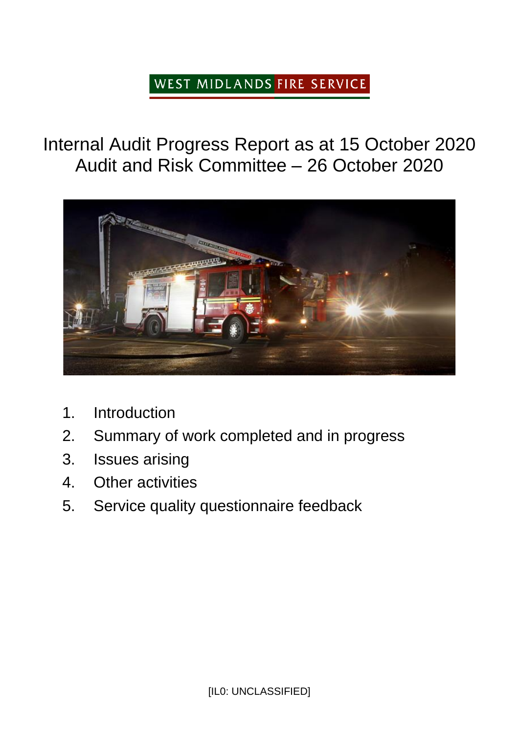WEST MIDLANDS FIRE SERVICE

# Internal Audit Progress Report as at 15 October 2020
# Audit and Risk Committee – 26 October 2020

1. Introduction
2. Summary of work completed and in progress
3. Issues arising
4. Other activities
5. Service quality questionnaire feedback

[IL0: UNCLASSIFIED]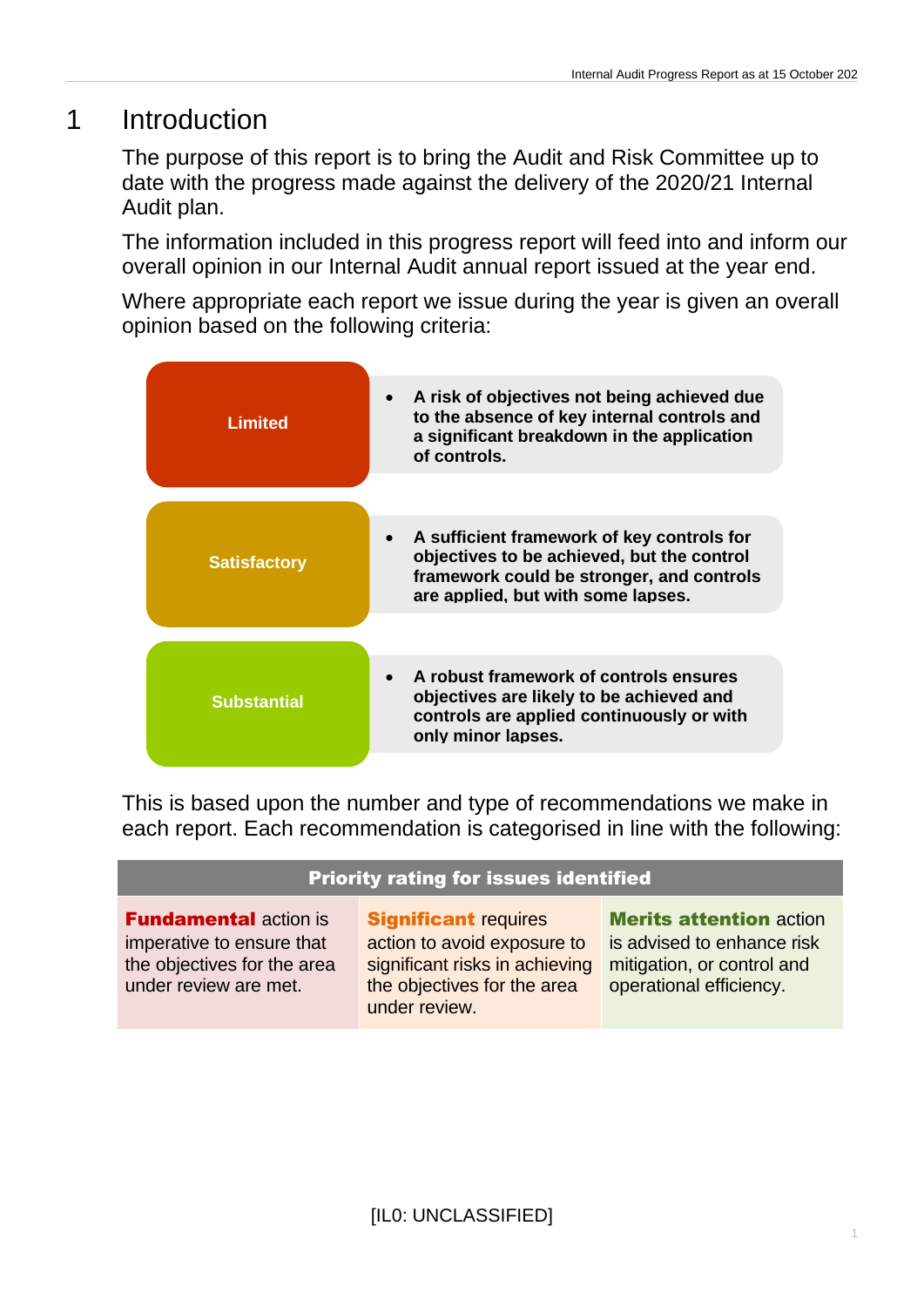# 1 Introduction

The purpose of this report is to bring the Audit and Risk Committee up to date with the progress made against the delivery of the 2020/21 Internal Audit plan.

The information included in this progress report will feed into and inform our overall opinion in our Internal Audit annual report issued at the year end.

Where appropriate each report we issue during the year is given an overall opinion based on the following criteria:

| | |
|---|---|
| **Limited** | **A risk of objectives not being achieved due to the absence of key internal controls and a significant breakdown in the application of controls.** |
| **Satisfactory** | **A sufficient framework of key controls for objectives to be achieved, but the control framework could be stronger, and controls are applied, but with some lapses.** |
| **Substantial** | **A robust framework of controls ensures objectives are likely to be achieved and controls are applied continuously or with only minor lapses.** |

This is based upon the number and type of recommendations we make in each report. Each recommendation is categorised in line with the following:

| Priority rating for issues identified | | |
|---|---|---|
| **Fundamental** action is imperative to ensure that the objectives for the area under review are met. | **Significant** requires action to avoid exposure to significant risks in achieving the objectives for the area under review. | **Merits attention** action is advised to enhance risk mitigation, or control and operational efficiency. |

[IL0: UNCLASSIFIED]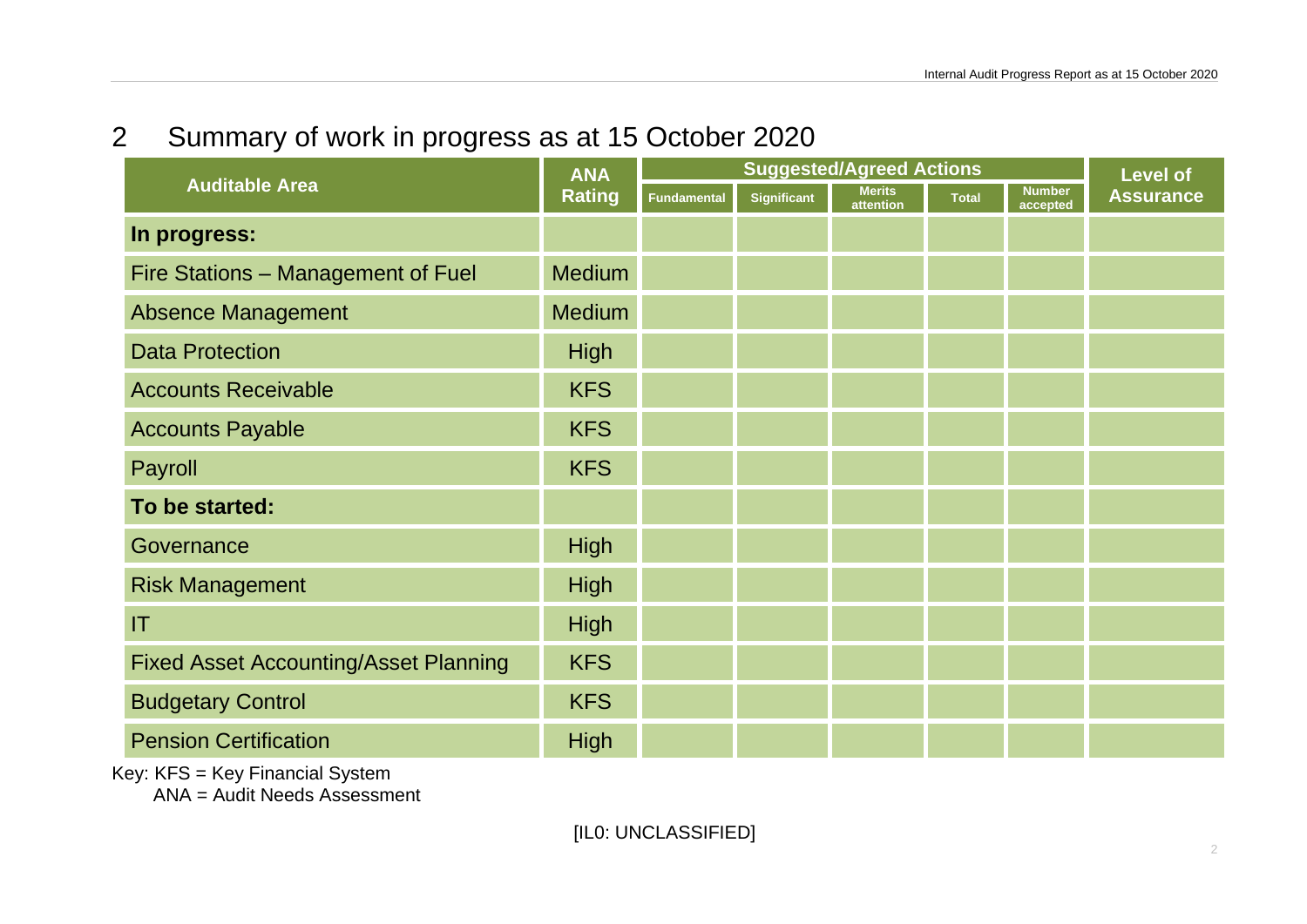## 2 Summary of work in progress as at 15 October 2020

| Auditable Area | ANA Rating | Suggested/Agreed Actions | | | | | Level of Assurance |
|---|---|---|---|---|---|---|---|
| | | Fundamental | Significant | Merits attention | Total | Number accepted | |
| **In progress:** | | | | | | | |
| Fire Stations – Management of Fuel | Medium | | | | | | |
| Absence Management | Medium | | | | | | |
| Data Protection | High | | | | | | |
| Accounts Receivable | KFS | | | | | | |
| Accounts Payable | KFS | | | | | | |
| Payroll | KFS | | | | | | |
| **To be started:** | | | | | | | |
| Governance | High | | | | | | |
| Risk Management | High | | | | | | |
| IT | High | | | | | | |
| Fixed Asset Accounting/Asset Planning | KFS | | | | | | |
| Budgetary Control | KFS | | | | | | |
| Pension Certification | High | | | | | | |

Key: KFS = Key Financial System
ANA = Audit Needs Assessment

[IL0: UNCLASSIFIED]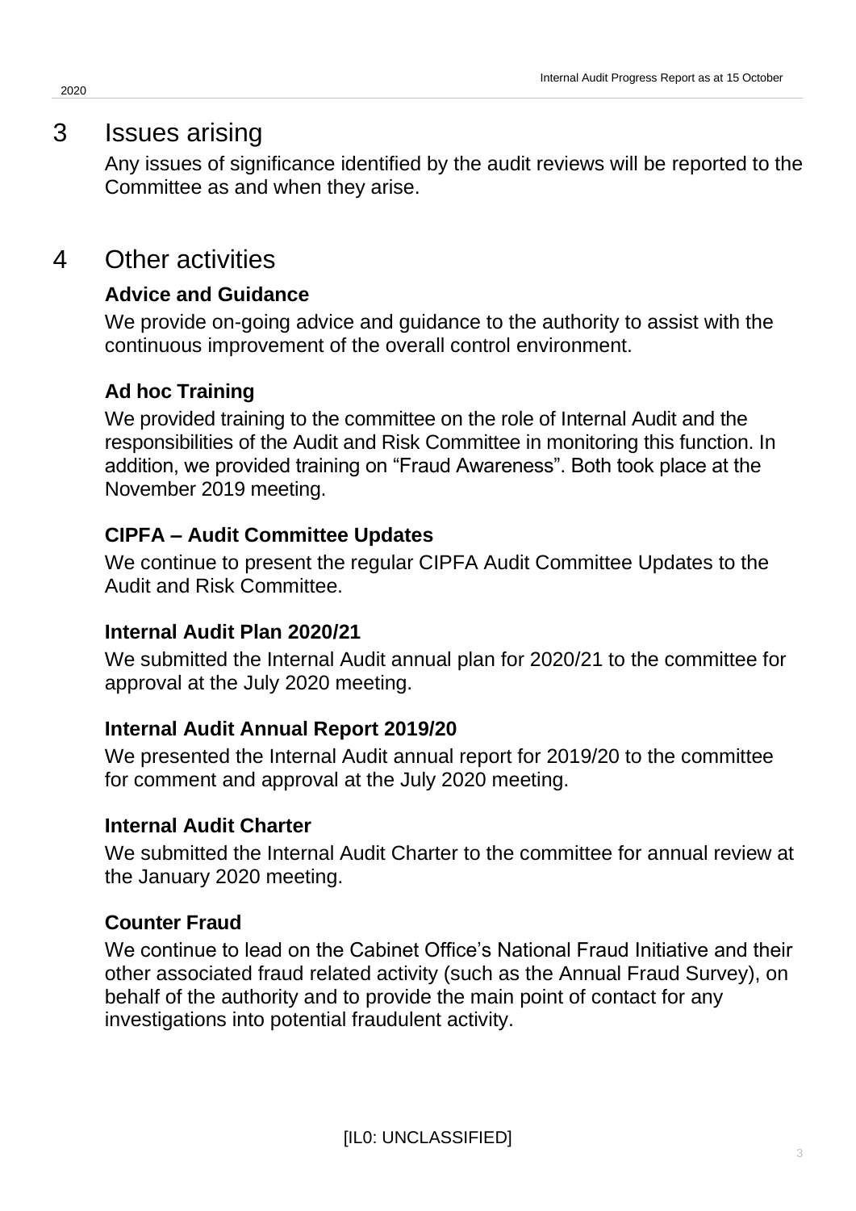# 3 Issues arising

Any issues of significance identified by the audit reviews will be reported to the Committee as and when they arise.

# 4 Other activities

### Advice and Guidance

We provide on-going advice and guidance to the authority to assist with the continuous improvement of the overall control environment.

### Ad hoc Training

We provided training to the committee on the role of Internal Audit and the responsibilities of the Audit and Risk Committee in monitoring this function. In addition, we provided training on "Fraud Awareness". Both took place at the November 2019 meeting.

### CIPFA – Audit Committee Updates

We continue to present the regular CIPFA Audit Committee Updates to the Audit and Risk Committee.

### Internal Audit Plan 2020/21

We submitted the Internal Audit annual plan for 2020/21 to the committee for approval at the July 2020 meeting.

### Internal Audit Annual Report 2019/20

We presented the Internal Audit annual report for 2019/20 to the committee for comment and approval at the July 2020 meeting.

### Internal Audit Charter

We submitted the Internal Audit Charter to the committee for annual review at the January 2020 meeting.

### Counter Fraud

We continue to lead on the Cabinet Office's National Fraud Initiative and their other associated fraud related activity (such as the Annual Fraud Survey), on behalf of the authority and to provide the main point of contact for any investigations into potential fraudulent activity.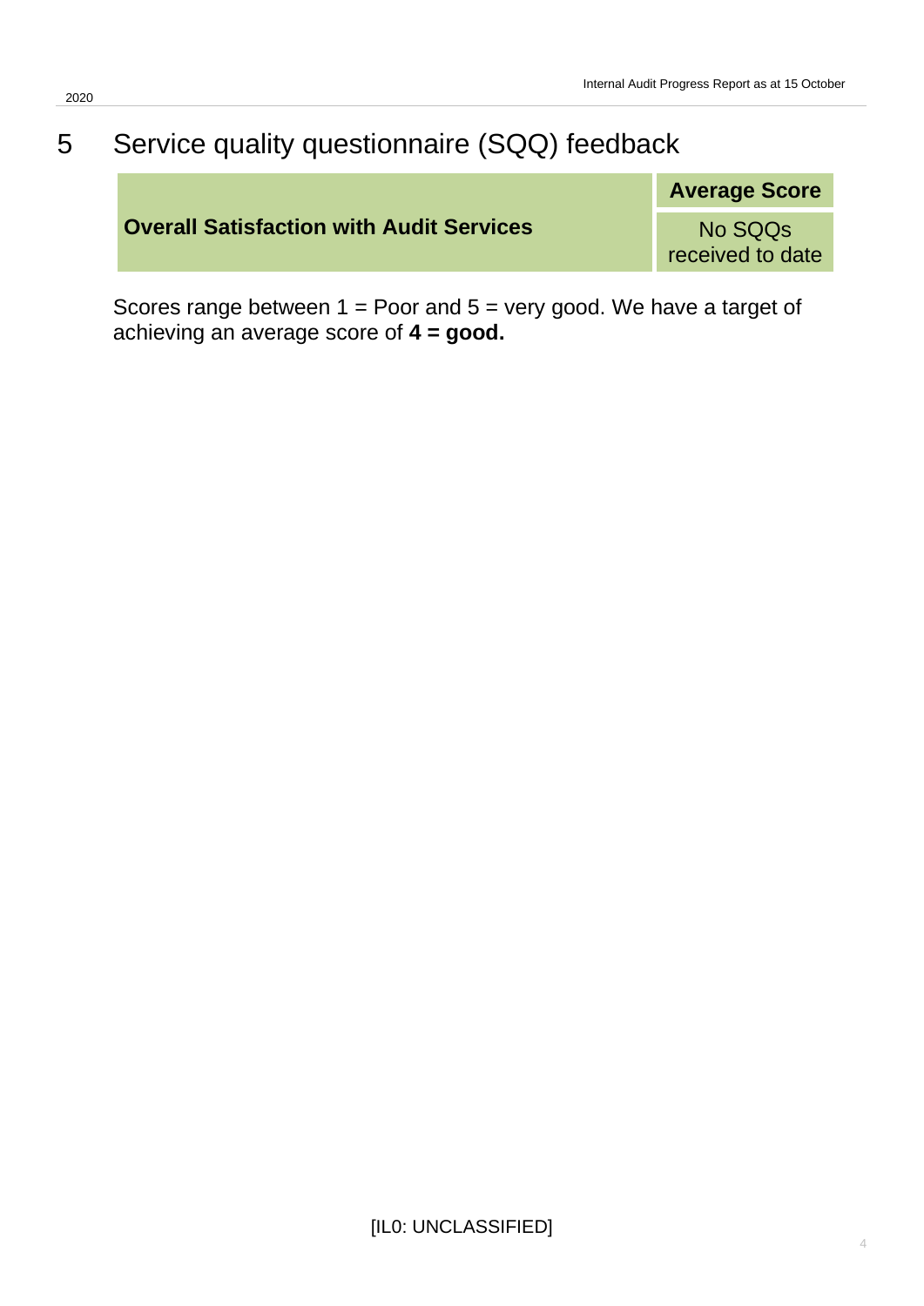# 5 Service quality questionnaire (SQQ) feedback

| | Average Score |
|---|---|
| **Overall Satisfaction with Audit Services** | No SQQs received to date |

Scores range between 1 = Poor and 5 = very good. We have a target of achieving an average score of **4 = good.**

[IL0: UNCLASSIFIED]